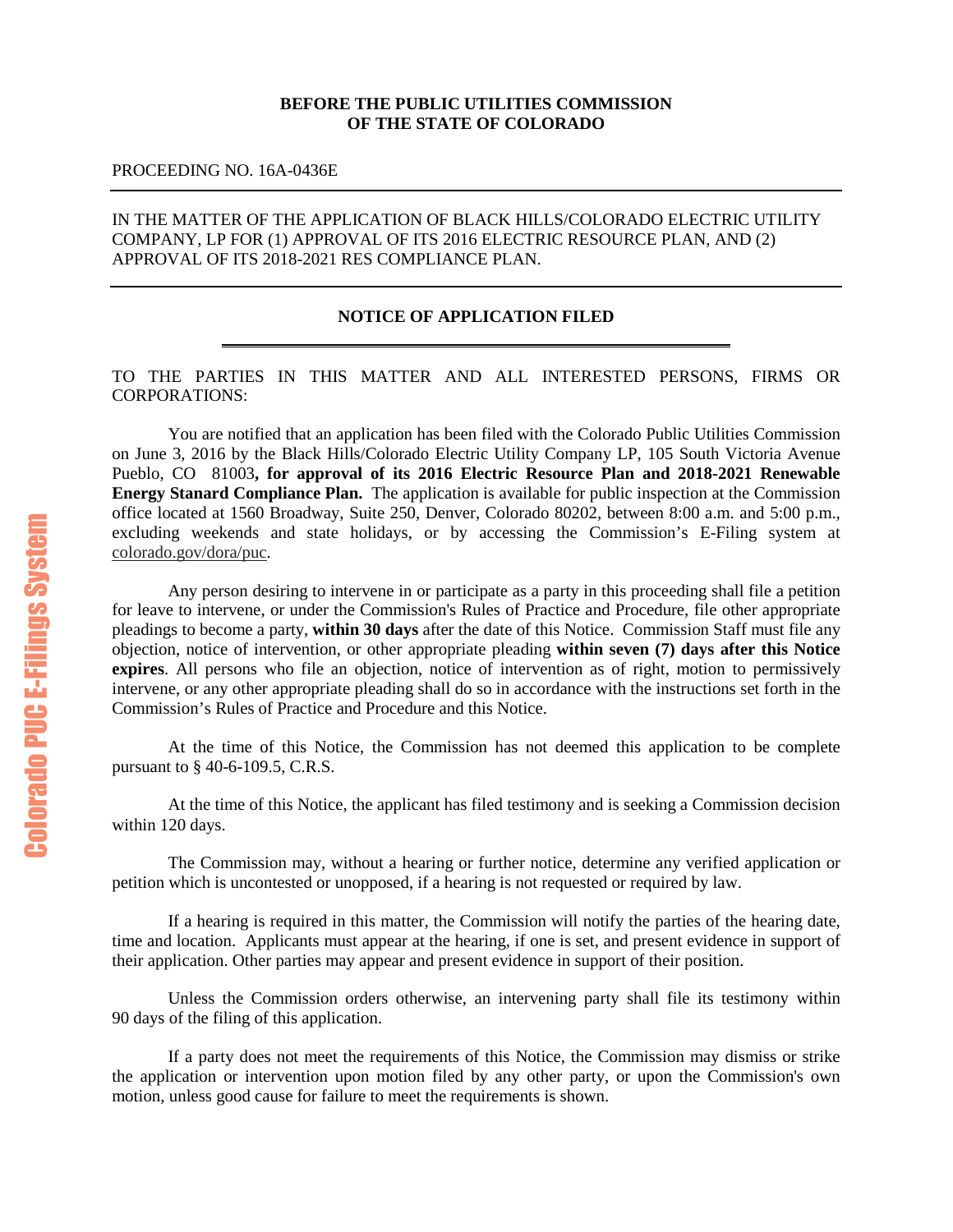**BEFORE THE PUBLIC UTILITIES COMMISSION**
**OF THE STATE OF COLORADO**

PROCEEDING NO. 16A-0436E

---

IN THE MATTER OF THE APPLICATION OF BLACK HILLS/COLORADO ELECTRIC UTILITY COMPANY, LP FOR (1) APPROVAL OF ITS 2016 ELECTRIC RESOURCE PLAN, AND (2) APPROVAL OF ITS 2018-2021 RES COMPLIANCE PLAN.

---

## NOTICE OF APPLICATION FILED

TO THE PARTIES IN THIS MATTER AND ALL INTERESTED PERSONS, FIRMS OR CORPORATIONS:

You are notified that an application has been filed with the Colorado Public Utilities Commission on June 3, 2016 by the Black Hills/Colorado Electric Utility Company LP, 105 South Victoria Avenue Pueblo, CO 81003**, for approval of its 2016 Electric Resource Plan and 2018-2021 Renewable Energy Stanard Compliance Plan.** The application is available for public inspection at the Commission office located at 1560 Broadway, Suite 250, Denver, Colorado 80202, between 8:00 a.m. and 5:00 p.m., excluding weekends and state holidays, or by accessing the Commission's E-Filing system at colorado.gov/dora/puc.

Any person desiring to intervene in or participate as a party in this proceeding shall file a petition for leave to intervene, or under the Commission's Rules of Practice and Procedure, file other appropriate pleadings to become a party, **within 30 days** after the date of this Notice. Commission Staff must file any objection, notice of intervention, or other appropriate pleading **within seven (7) days after this Notice expires**. All persons who file an objection, notice of intervention as of right, motion to permissively intervene, or any other appropriate pleading shall do so in accordance with the instructions set forth in the Commission's Rules of Practice and Procedure and this Notice.

At the time of this Notice, the Commission has not deemed this application to be complete pursuant to § 40-6-109.5, C.R.S.

At the time of this Notice, the applicant has filed testimony and is seeking a Commission decision within 120 days.

The Commission may, without a hearing or further notice, determine any verified application or petition which is uncontested or unopposed, if a hearing is not requested or required by law.

If a hearing is required in this matter, the Commission will notify the parties of the hearing date, time and location. Applicants must appear at the hearing, if one is set, and present evidence in support of their application. Other parties may appear and present evidence in support of their position.

Unless the Commission orders otherwise, an intervening party shall file its testimony within 90 days of the filing of this application.

If a party does not meet the requirements of this Notice, the Commission may dismiss or strike the application or intervention upon motion filed by any other party, or upon the Commission's own motion, unless good cause for failure to meet the requirements is shown.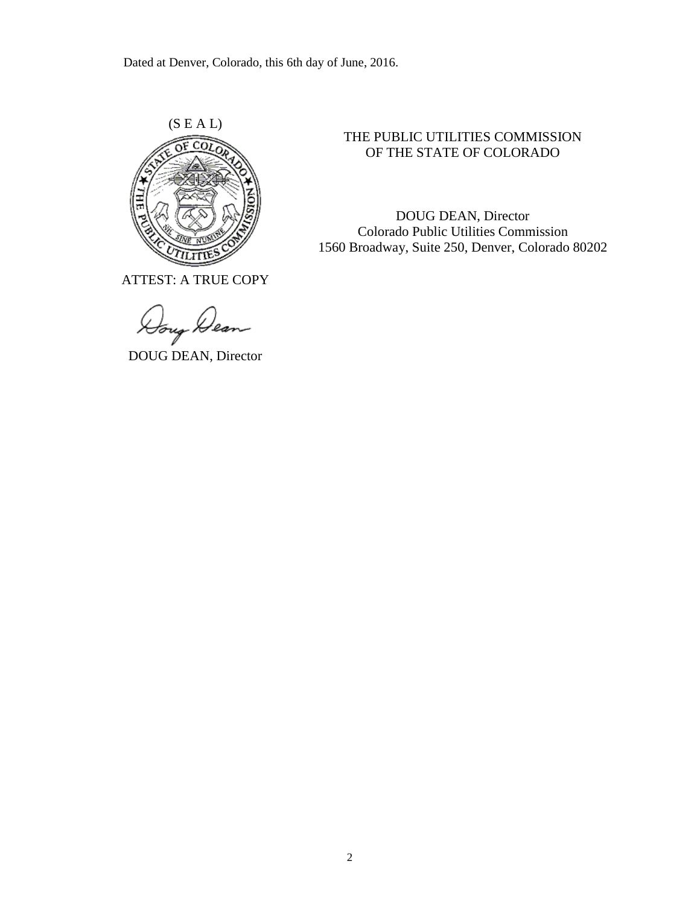Dated at Denver, Colorado, this 6th day of June, 2016.

(S E A L)

ATTEST: A TRUE COPY

DOUG DEAN, Director

THE PUBLIC UTILITIES COMMISSION
OF THE STATE OF COLORADO

DOUG DEAN, Director
Colorado Public Utilities Commission
1560 Broadway, Suite 250, Denver, Colorado 80202